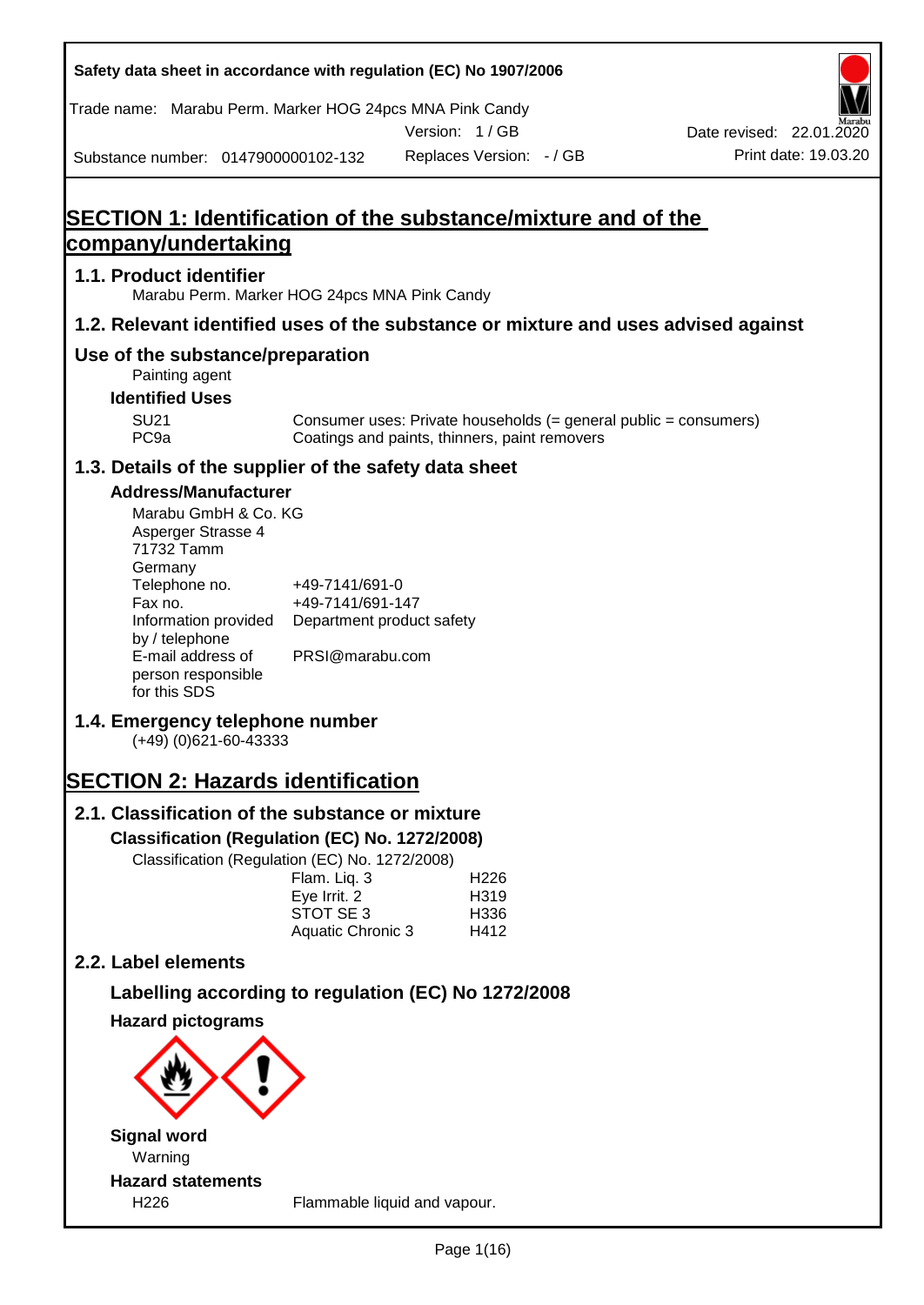Safety data sheet in accordance with regulation (EC) No 1907/2006

Trade name: Marabu Perm. Marker HOG 24pcs MNA Pink Candy

Version: 1 / GB

Date revised: 22.01.2020

Substance number: 0147900000102-132

Replaces Version: - / GB

Print date: 19.03.20

# SECTION 1: Identification of the substance/mixture and of the company/undertaking

## 1.1. Product identifier

Marabu Perm. Marker HOG 24pcs MNA Pink Candy

## 1.2. Relevant identified uses of the substance or mixture and uses advised against

## Use of the substance/preparation

Painting agent

### Identified Uses

| | |
|---|---|
| SU21 | Consumer uses: Private households (= general public = consumers) |
| PC9a | Coatings and paints, thinners, paint removers |

## 1.3. Details of the supplier of the safety data sheet

### Address/Manufacturer

Marabu GmbH & Co. KG
Asperger Strasse 4
71732 Tamm
Germany

| | |
|---|---|
| Telephone no. | +49-7141/691-0 |
| Fax no. | +49-7141/691-147 |
| Information provided by / telephone | Department product safety |
| E-mail address of person responsible for this SDS | PRSI@marabu.com |

## 1.4. Emergency telephone number

(+49) (0)621-60-43333

# SECTION 2: Hazards identification

## 2.1. Classification of the substance or mixture

### Classification (Regulation (EC) No. 1272/2008)

Classification (Regulation (EC) No. 1272/2008)

| | |
|---|---|
| Flam. Liq. 3 | H226 |
| Eye Irrit. 2 | H319 |
| STOT SE 3 | H336 |
| Aquatic Chronic 3 | H412 |

## 2.2. Label elements

### Labelling according to regulation (EC) No 1272/2008

### Hazard pictograms

### Signal word

Warning

### Hazard statements

| | |
|---|---|
| H226 | Flammable liquid and vapour. |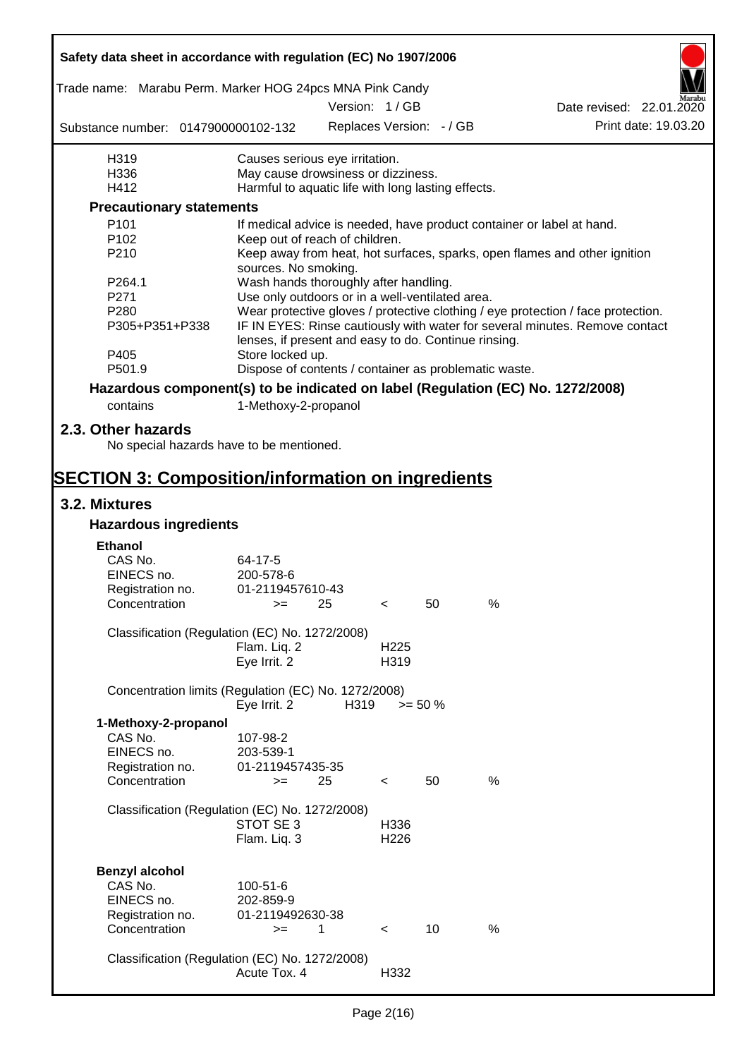| | |
|---|---|
| H319 | Causes serious eye irritation. |
| H336 | May cause drowsiness or dizziness. |
| H412 | Harmful to aquatic life with long lasting effects. |

**Precautionary statements**

| | |
|---|---|
| P101 | If medical advice is needed, have product container or label at hand. |
| P102 | Keep out of reach of children. |
| P210 | Keep away from heat, hot surfaces, sparks, open flames and other ignition sources. No smoking. |
| P264.1 | Wash hands thoroughly after handling. |
| P271 | Use only outdoors or in a well-ventilated area. |
| P280 | Wear protective gloves / protective clothing / eye protection / face protection. |
| P305+P351+P338 | IF IN EYES: Rinse cautiously with water for several minutes. Remove contact lenses, if present and easy to do. Continue rinsing. |
| P405 | Store locked up. |
| P501.9 | Dispose of contents / container as problematic waste. |

**Hazardous component(s) to be indicated on label (Regulation (EC) No. 1272/2008)**

contains 1-Methoxy-2-propanol

## 2.3. Other hazards

No special hazards have to be mentioned.

# SECTION 3: Composition/information on ingredients

## 3.2. Mixtures

### Hazardous ingredients

**Ethanol**

| | |
|---|---|
| CAS No. | 64-17-5 |
| EINECS no. | 200-578-6 |
| Registration no. | 01-2119457610-43 |
| Concentration | >= 25 < 50 % |

Classification (Regulation (EC) No. 1272/2008)

| | |
|---|---|
| Flam. Liq. 2 | H225 |
| Eye Irrit. 2 | H319 |

Concentration limits (Regulation (EC) No. 1272/2008)

| | | |
|---|---|---|
| Eye Irrit. 2 | H319 | >= 50 % |

**1-Methoxy-2-propanol**

| | |
|---|---|
| CAS No. | 107-98-2 |
| EINECS no. | 203-539-1 |
| Registration no. | 01-2119457435-35 |
| Concentration | >= 25 < 50 % |

Classification (Regulation (EC) No. 1272/2008)

| | |
|---|---|
| STOT SE 3 | H336 |
| Flam. Liq. 3 | H226 |

**Benzyl alcohol**

| | |
|---|---|
| CAS No. | 100-51-6 |
| EINECS no. | 202-859-9 |
| Registration no. | 01-2119492630-38 |
| Concentration | >= 1 < 10 % |

Classification (Regulation (EC) No. 1272/2008)

| | |
|---|---|
| Acute Tox. 4 | H332 |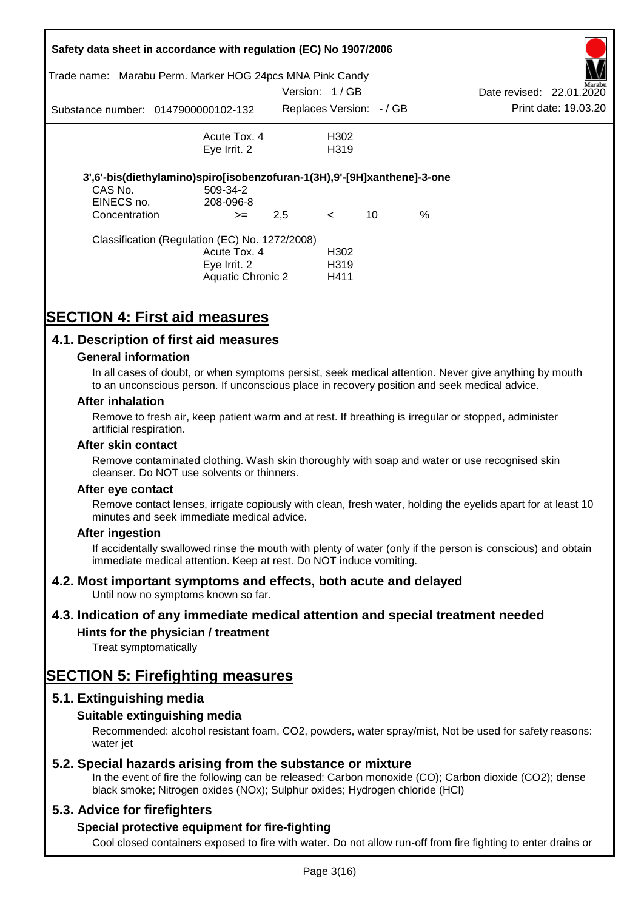| | | |
|---|---|---|
| | Acute Tox. 4 | H302 |
| | Eye Irrit. 2 | H319 |

**3',6'-bis(diethylamino)spiro[isobenzofuran-1(3H),9'-[9H]xanthene]-3-one**

| | | | | | |
|---|---|---|---|---|---|
| CAS No. | 509-34-2 | | | | |
| EINECS no. | 208-096-8 | | | | |
| Concentration | >= | 2,5 | < | 10 | % |

Classification (Regulation (EC) No. 1272/2008)

| | |
|---|---|
| Acute Tox. 4 | H302 |
| Eye Irrit. 2 | H319 |
| Aquatic Chronic 2 | H411 |

# SECTION 4: First aid measures

## 4.1. Description of first aid measures

### General information

In all cases of doubt, or when symptoms persist, seek medical attention. Never give anything by mouth to an unconscious person. If unconscious place in recovery position and seek medical advice.

### After inhalation

Remove to fresh air, keep patient warm and at rest. If breathing is irregular or stopped, administer artificial respiration.

### After skin contact

Remove contaminated clothing. Wash skin thoroughly with soap and water or use recognised skin cleanser. Do NOT use solvents or thinners.

### After eye contact

Remove contact lenses, irrigate copiously with clean, fresh water, holding the eyelids apart for at least 10 minutes and seek immediate medical advice.

### After ingestion

If accidentally swallowed rinse the mouth with plenty of water (only if the person is conscious) and obtain immediate medical attention. Keep at rest. Do NOT induce vomiting.

## 4.2. Most important symptoms and effects, both acute and delayed

Until now no symptoms known so far.

## 4.3. Indication of any immediate medical attention and special treatment needed

### Hints for the physician / treatment

Treat symptomatically

# SECTION 5: Firefighting measures

## 5.1. Extinguishing media

### Suitable extinguishing media

Recommended: alcohol resistant foam, CO2, powders, water spray/mist, Not be used for safety reasons: water jet

## 5.2. Special hazards arising from the substance or mixture

In the event of fire the following can be released: Carbon monoxide (CO); Carbon dioxide (CO2); dense black smoke; Nitrogen oxides (NOx); Sulphur oxides; Hydrogen chloride (HCl)

## 5.3. Advice for firefighters

### Special protective equipment for fire-fighting

Cool closed containers exposed to fire with water. Do not allow run-off from fire fighting to enter drains or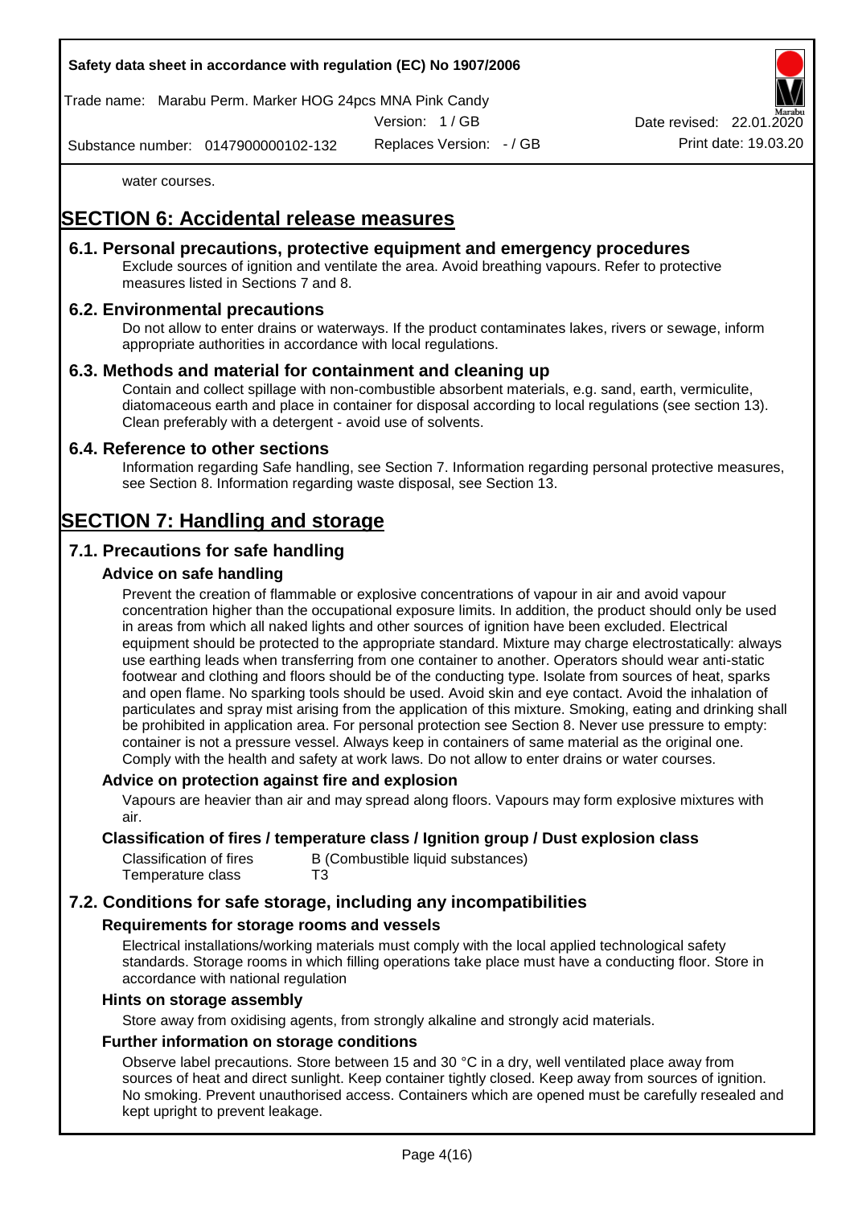water courses.

# SECTION 6: Accidental release measures

## 6.1. Personal precautions, protective equipment and emergency procedures

Exclude sources of ignition and ventilate the area. Avoid breathing vapours. Refer to protective measures listed in Sections 7 and 8.

## 6.2. Environmental precautions

Do not allow to enter drains or waterways. If the product contaminates lakes, rivers or sewage, inform appropriate authorities in accordance with local regulations.

## 6.3. Methods and material for containment and cleaning up

Contain and collect spillage with non-combustible absorbent materials, e.g. sand, earth, vermiculite, diatomaceous earth and place in container for disposal according to local regulations (see section 13). Clean preferably with a detergent - avoid use of solvents.

## 6.4. Reference to other sections

Information regarding Safe handling, see Section 7. Information regarding personal protective measures, see Section 8. Information regarding waste disposal, see Section 13.

# SECTION 7: Handling and storage

## 7.1. Precautions for safe handling

### Advice on safe handling

Prevent the creation of flammable or explosive concentrations of vapour in air and avoid vapour concentration higher than the occupational exposure limits. In addition, the product should only be used in areas from which all naked lights and other sources of ignition have been excluded. Electrical equipment should be protected to the appropriate standard. Mixture may charge electrostatically: always use earthing leads when transferring from one container to another. Operators should wear anti-static footwear and clothing and floors should be of the conducting type. Isolate from sources of heat, sparks and open flame. No sparking tools should be used. Avoid skin and eye contact. Avoid the inhalation of particulates and spray mist arising from the application of this mixture. Smoking, eating and drinking shall be prohibited in application area. For personal protection see Section 8. Never use pressure to empty: container is not a pressure vessel. Always keep in containers of same material as the original one. Comply with the health and safety at work laws. Do not allow to enter drains or water courses.

### Advice on protection against fire and explosion

Vapours are heavier than air and may spread along floors. Vapours may form explosive mixtures with air.

### Classification of fires / temperature class / Ignition group / Dust explosion class

| | |
|---|---|
| Classification of fires | B (Combustible liquid substances) |
| Temperature class | T3 |

## 7.2. Conditions for safe storage, including any incompatibilities

### Requirements for storage rooms and vessels

Electrical installations/working materials must comply with the local applied technological safety standards. Storage rooms in which filling operations take place must have a conducting floor. Store in accordance with national regulation

### Hints on storage assembly

Store away from oxidising agents, from strongly alkaline and strongly acid materials.

### Further information on storage conditions

Observe label precautions. Store between 15 and 30 °C in a dry, well ventilated place away from sources of heat and direct sunlight. Keep container tightly closed. Keep away from sources of ignition. No smoking. Prevent unauthorised access. Containers which are opened must be carefully resealed and kept upright to prevent leakage.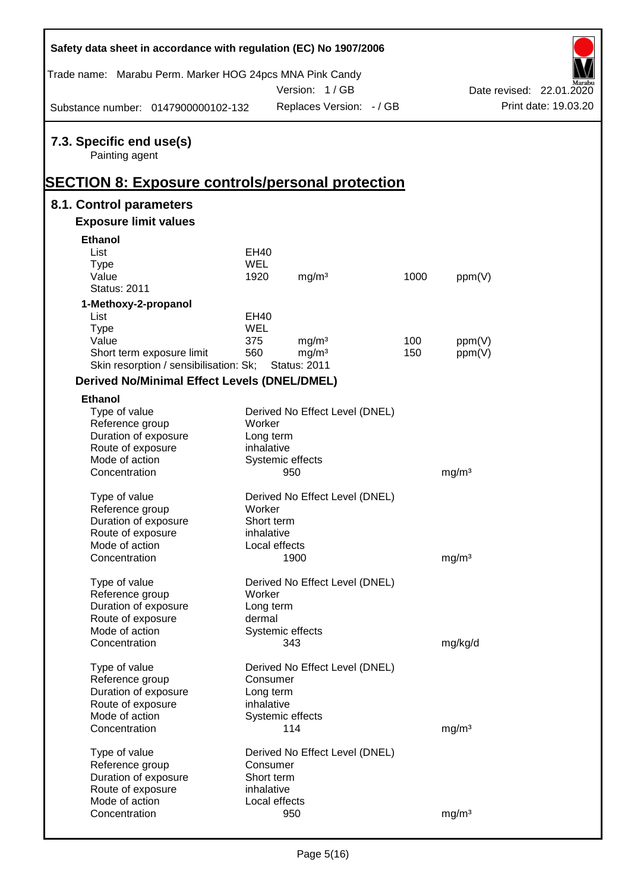### 7.3. Specific end use(s)

Painting agent

## SECTION 8: Exposure controls/personal protection

### 8.1. Control parameters

#### Exposure limit values

**Ethanol**

| | | | | |
|---|---|---|---|---|
| List | EH40 | | | |
| Type | WEL | | | |
| Value | 1920 | mg/m³ | 1000 | ppm(V) |
| Status: 2011 | | | | |

**1-Methoxy-2-propanol**

| | | | | |
|---|---|---|---|---|
| List | EH40 | | | |
| Type | WEL | | | |
| Value | 375 | mg/m³ | 100 | ppm(V) |
| Short term exposure limit | 560 | mg/m³ | 150 | ppm(V) |
| Skin resorption / sensibilisation: Sk; | Status: 2011 | | | |

#### Derived No/Minimal Effect Levels (DNEL/DMEL)

**Ethanol**

| | | |
|---|---|---|
| Type of value | Derived No Effect Level (DNEL) | |
| Reference group | Worker | |
| Duration of exposure | Long term | |
| Route of exposure | inhalative | |
| Mode of action | Systemic effects | |
| Concentration | 950 | mg/m³ |

| | | |
|---|---|---|
| Type of value | Derived No Effect Level (DNEL) | |
| Reference group | Worker | |
| Duration of exposure | Short term | |
| Route of exposure | inhalative | |
| Mode of action | Local effects | |
| Concentration | 1900 | mg/m³ |

| | | |
|---|---|---|
| Type of value | Derived No Effect Level (DNEL) | |
| Reference group | Worker | |
| Duration of exposure | Long term | |
| Route of exposure | dermal | |
| Mode of action | Systemic effects | |
| Concentration | 343 | mg/kg/d |

| | | |
|---|---|---|
| Type of value | Derived No Effect Level (DNEL) | |
| Reference group | Consumer | |
| Duration of exposure | Long term | |
| Route of exposure | inhalative | |
| Mode of action | Systemic effects | |
| Concentration | 114 | mg/m³ |

| | | |
|---|---|---|
| Type of value | Derived No Effect Level (DNEL) | |
| Reference group | Consumer | |
| Duration of exposure | Short term | |
| Route of exposure | inhalative | |
| Mode of action | Local effects | |
| Concentration | 950 | mg/m³ |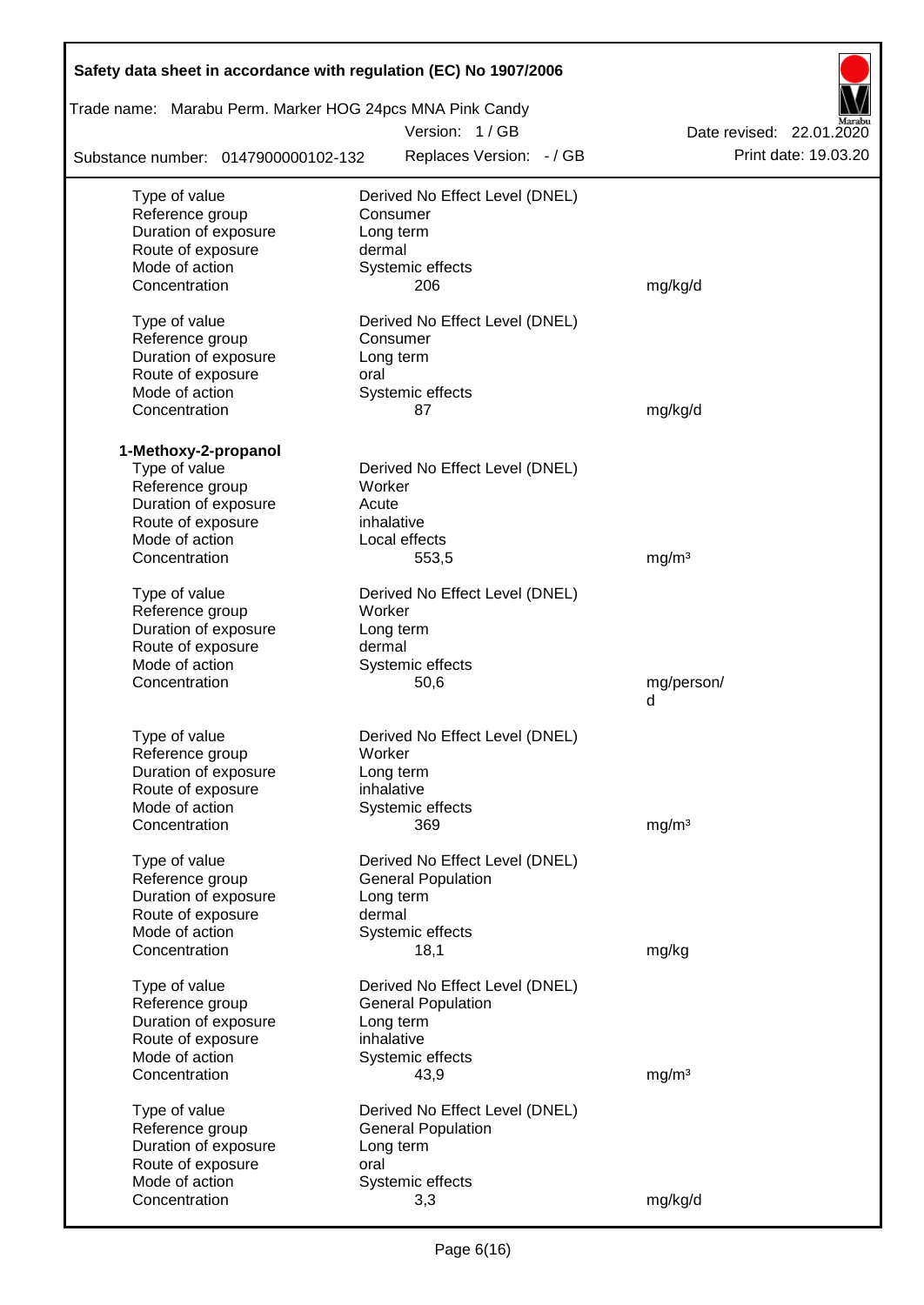| | | |
|---|---|---|
| Type of value | Derived No Effect Level (DNEL) | |
| Reference group | Consumer | |
| Duration of exposure | Long term | |
| Route of exposure | dermal | |
| Mode of action | Systemic effects | |
| Concentration | 206 | mg/kg/d |
| | | |
| Type of value | Derived No Effect Level (DNEL) | |
| Reference group | Consumer | |
| Duration of exposure | Long term | |
| Route of exposure | oral | |
| Mode of action | Systemic effects | |
| Concentration | 87 | mg/kg/d |

**1-Methoxy-2-propanol**

| | | |
|---|---|---|
| Type of value | Derived No Effect Level (DNEL) | |
| Reference group | Worker | |
| Duration of exposure | Acute | |
| Route of exposure | inhalative | |
| Mode of action | Local effects | |
| Concentration | 553,5 | mg/m³ |
| | | |
| Type of value | Derived No Effect Level (DNEL) | |
| Reference group | Worker | |
| Duration of exposure | Long term | |
| Route of exposure | dermal | |
| Mode of action | Systemic effects | |
| Concentration | 50,6 | mg/person/d |
| | | |
| Type of value | Derived No Effect Level (DNEL) | |
| Reference group | Worker | |
| Duration of exposure | Long term | |
| Route of exposure | inhalative | |
| Mode of action | Systemic effects | |
| Concentration | 369 | mg/m³ |
| | | |
| Type of value | Derived No Effect Level (DNEL) | |
| Reference group | General Population | |
| Duration of exposure | Long term | |
| Route of exposure | dermal | |
| Mode of action | Systemic effects | |
| Concentration | 18,1 | mg/kg |
| | | |
| Type of value | Derived No Effect Level (DNEL) | |
| Reference group | General Population | |
| Duration of exposure | Long term | |
| Route of exposure | inhalative | |
| Mode of action | Systemic effects | |
| Concentration | 43,9 | mg/m³ |
| | | |
| Type of value | Derived No Effect Level (DNEL) | |
| Reference group | General Population | |
| Duration of exposure | Long term | |
| Route of exposure | oral | |
| Mode of action | Systemic effects | |
| Concentration | 3,3 | mg/kg/d |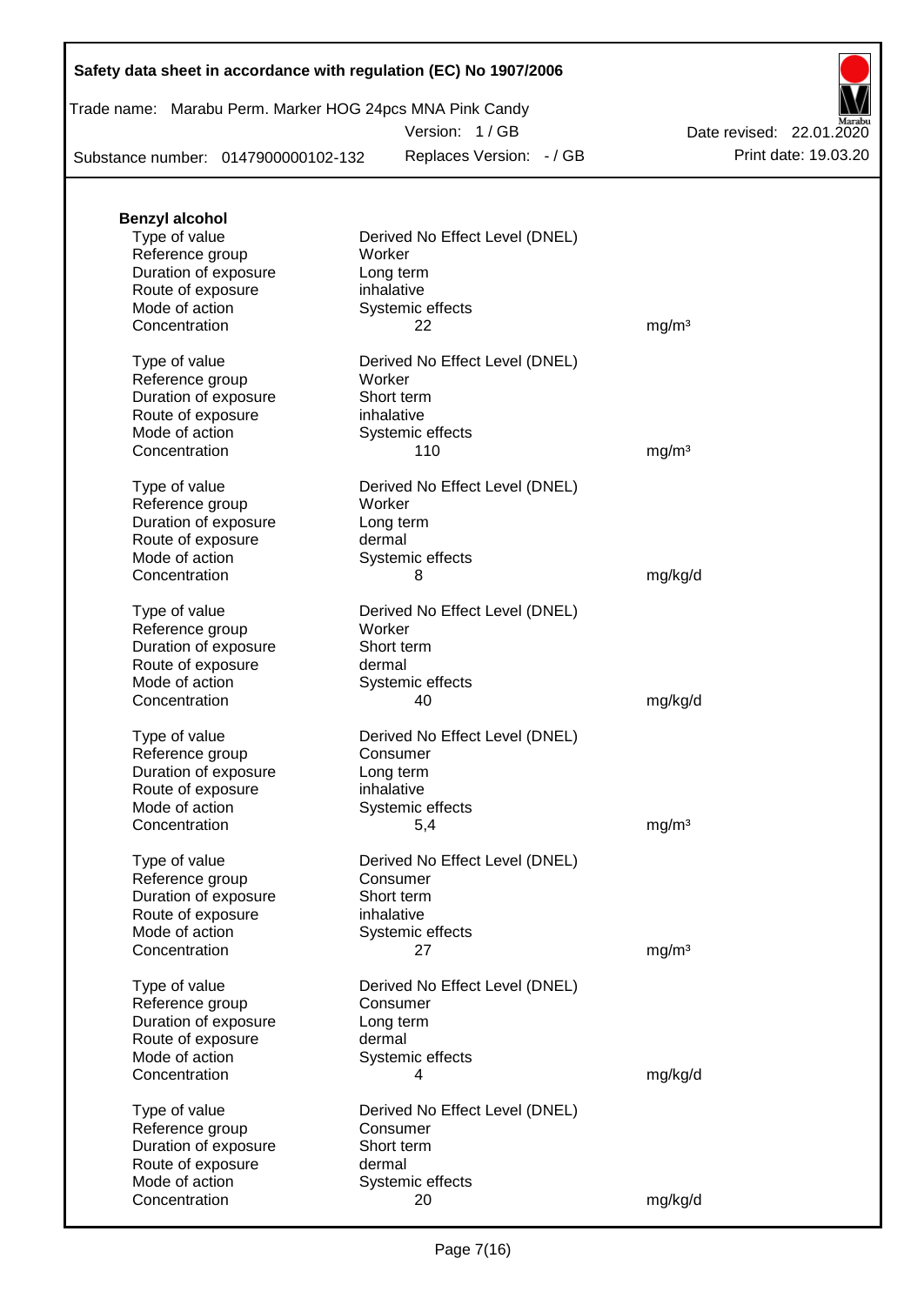**Benzyl alcohol**

| | | |
|---|---|---|
| Type of value | Derived No Effect Level (DNEL) | |
| Reference group | Worker | |
| Duration of exposure | Long term | |
| Route of exposure | inhalative | |
| Mode of action | Systemic effects | |
| Concentration | 22 | mg/m³ |

| | | |
|---|---|---|
| Type of value | Derived No Effect Level (DNEL) | |
| Reference group | Worker | |
| Duration of exposure | Short term | |
| Route of exposure | inhalative | |
| Mode of action | Systemic effects | |
| Concentration | 110 | mg/m³ |

| | | |
|---|---|---|
| Type of value | Derived No Effect Level (DNEL) | |
| Reference group | Worker | |
| Duration of exposure | Long term | |
| Route of exposure | dermal | |
| Mode of action | Systemic effects | |
| Concentration | 8 | mg/kg/d |

| | | |
|---|---|---|
| Type of value | Derived No Effect Level (DNEL) | |
| Reference group | Worker | |
| Duration of exposure | Short term | |
| Route of exposure | dermal | |
| Mode of action | Systemic effects | |
| Concentration | 40 | mg/kg/d |

| | | |
|---|---|---|
| Type of value | Derived No Effect Level (DNEL) | |
| Reference group | Consumer | |
| Duration of exposure | Long term | |
| Route of exposure | inhalative | |
| Mode of action | Systemic effects | |
| Concentration | 5,4 | mg/m³ |

| | | |
|---|---|---|
| Type of value | Derived No Effect Level (DNEL) | |
| Reference group | Consumer | |
| Duration of exposure | Short term | |
| Route of exposure | inhalative | |
| Mode of action | Systemic effects | |
| Concentration | 27 | mg/m³ |

| | | |
|---|---|---|
| Type of value | Derived No Effect Level (DNEL) | |
| Reference group | Consumer | |
| Duration of exposure | Long term | |
| Route of exposure | dermal | |
| Mode of action | Systemic effects | |
| Concentration | 4 | mg/kg/d |

| | | |
|---|---|---|
| Type of value | Derived No Effect Level (DNEL) | |
| Reference group | Consumer | |
| Duration of exposure | Short term | |
| Route of exposure | dermal | |
| Mode of action | Systemic effects | |
| Concentration | 20 | mg/kg/d |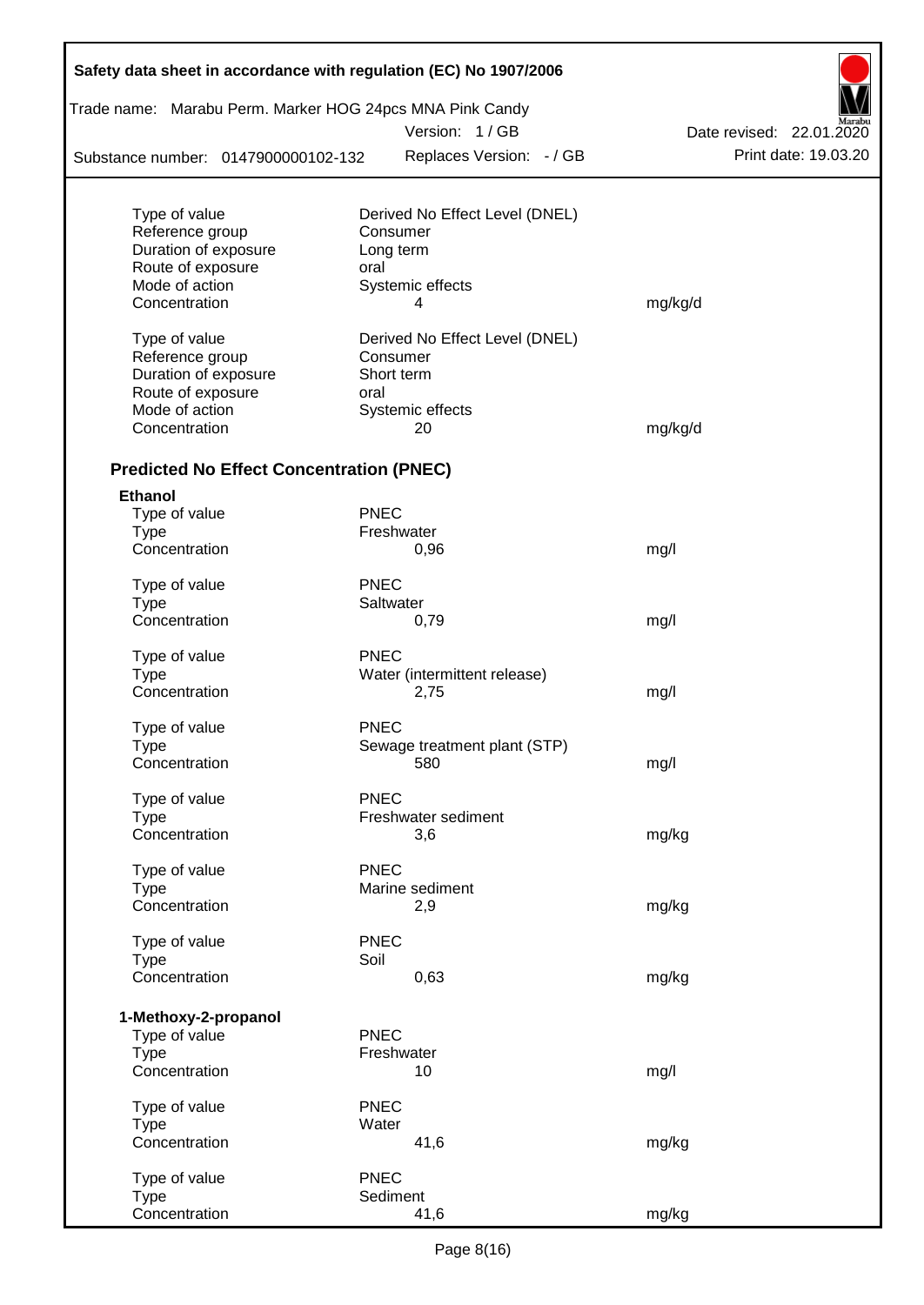| | | |
|---|---|---|
| Type of value | Derived No Effect Level (DNEL) | |
| Reference group | Consumer | |
| Duration of exposure | Long term | |
| Route of exposure | oral | |
| Mode of action | Systemic effects | |
| Concentration | 4 | mg/kg/d |

| | | |
|---|---|---|
| Type of value | Derived No Effect Level (DNEL) | |
| Reference group | Consumer | |
| Duration of exposure | Short term | |
| Route of exposure | oral | |
| Mode of action | Systemic effects | |
| Concentration | 20 | mg/kg/d |

### Predicted No Effect Concentration (PNEC)

**Ethanol**

| | | |
|---|---|---|
| Type of value | PNEC | |
| Type | Freshwater | |
| Concentration | 0,96 | mg/l |

| | | |
|---|---|---|
| Type of value | PNEC | |
| Type | Saltwater | |
| Concentration | 0,79 | mg/l |

| | | |
|---|---|---|
| Type of value | PNEC | |
| Type | Water (intermittent release) | |
| Concentration | 2,75 | mg/l |

| | | |
|---|---|---|
| Type of value | PNEC | |
| Type | Sewage treatment plant (STP) | |
| Concentration | 580 | mg/l |

| | | |
|---|---|---|
| Type of value | PNEC | |
| Type | Freshwater sediment | |
| Concentration | 3,6 | mg/kg |

| | | |
|---|---|---|
| Type of value | PNEC | |
| Type | Marine sediment | |
| Concentration | 2,9 | mg/kg |

| | | |
|---|---|---|
| Type of value | PNEC | |
| Type | Soil | |
| Concentration | 0,63 | mg/kg |

**1-Methoxy-2-propanol**

| | | |
|---|---|---|
| Type of value | PNEC | |
| Type | Freshwater | |
| Concentration | 10 | mg/l |

| | | |
|---|---|---|
| Type of value | PNEC | |
| Type | Water | |
| Concentration | 41,6 | mg/kg |

| | | |
|---|---|---|
| Type of value | PNEC | |
| Type | Sediment | |
| Concentration | 41,6 | mg/kg |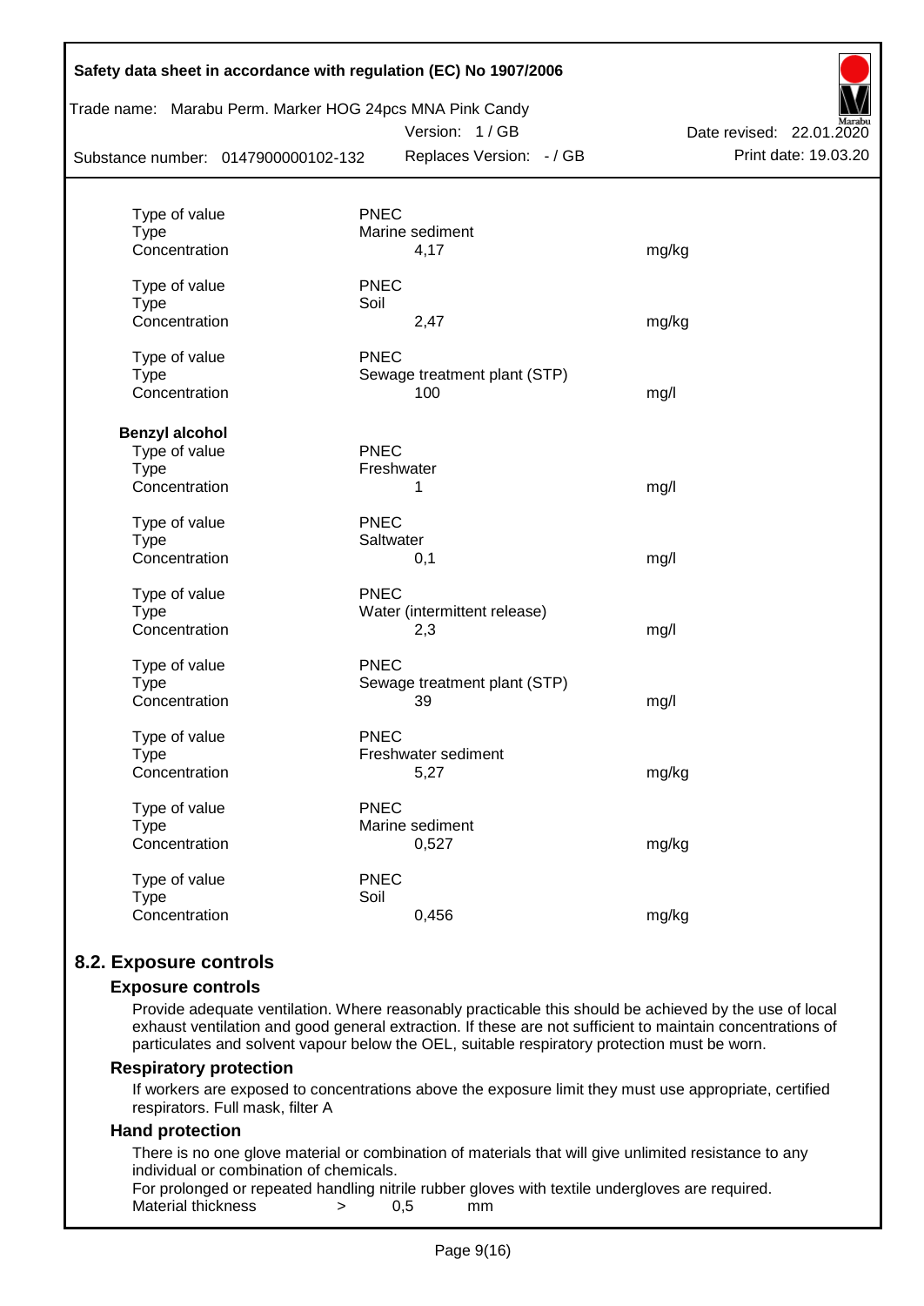| | | |
|---|---|---|
| Type of value | PNEC | |
| Type | Marine sediment | |
| Concentration | 4,17 | mg/kg |
| | | |
| Type of value | PNEC | |
| Type | Soil | |
| Concentration | 2,47 | mg/kg |
| | | |
| Type of value | PNEC | |
| Type | Sewage treatment plant (STP) | |
| Concentration | 100 | mg/l |

**Benzyl alcohol**

| | | |
|---|---|---|
| Type of value | PNEC | |
| Type | Freshwater | |
| Concentration | 1 | mg/l |
| | | |
| Type of value | PNEC | |
| Type | Saltwater | |
| Concentration | 0,1 | mg/l |
| | | |
| Type of value | PNEC | |
| Type | Water (intermittent release) | |
| Concentration | 2,3 | mg/l |
| | | |
| Type of value | PNEC | |
| Type | Sewage treatment plant (STP) | |
| Concentration | 39 | mg/l |
| | | |
| Type of value | PNEC | |
| Type | Freshwater sediment | |
| Concentration | 5,27 | mg/kg |
| | | |
| Type of value | PNEC | |
| Type | Marine sediment | |
| Concentration | 0,527 | mg/kg |
| | | |
| Type of value | PNEC | |
| Type | Soil | |
| Concentration | 0,456 | mg/kg |

## 8.2. Exposure controls

### Exposure controls

Provide adequate ventilation. Where reasonably practicable this should be achieved by the use of local exhaust ventilation and good general extraction. If these are not sufficient to maintain concentrations of particulates and solvent vapour below the OEL, suitable respiratory protection must be worn.

### Respiratory protection

If workers are exposed to concentrations above the exposure limit they must use appropriate, certified respirators. Full mask, filter A

### Hand protection

There is no one glove material or combination of materials that will give unlimited resistance to any individual or combination of chemicals.

For prolonged or repeated handling nitrile rubber gloves with textile undergloves are required.

Material thickness > 0,5 mm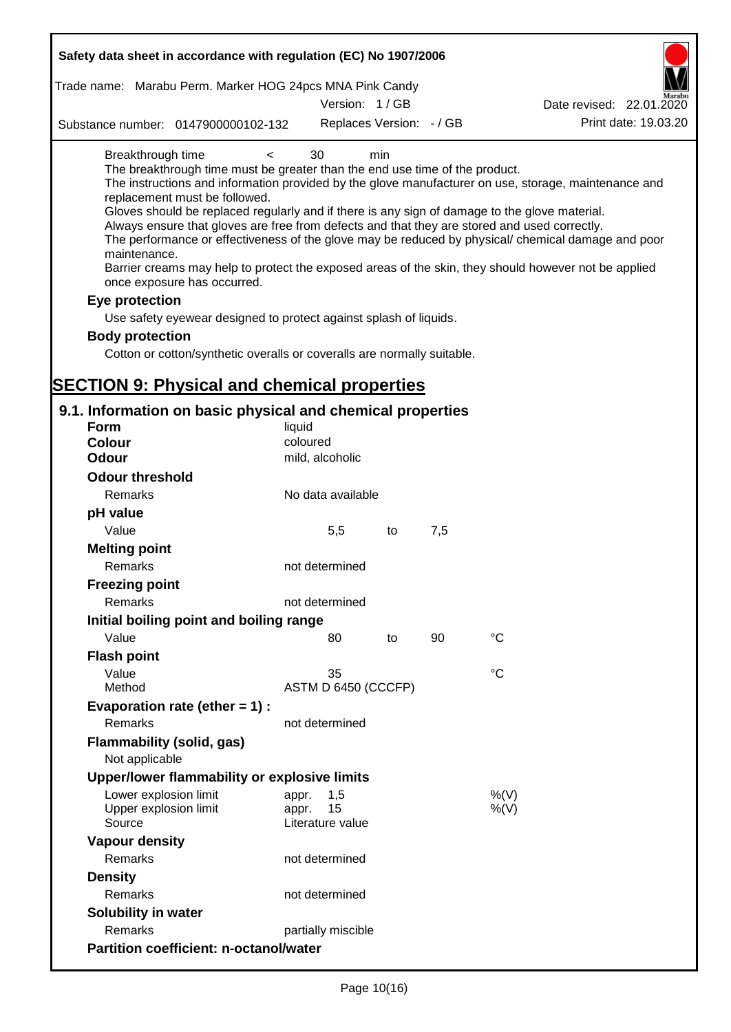| | | | |
|---|---|---|---|
| Breakthrough time | < | 30 | min |

The breakthrough time must be greater than the end use time of the product.
The instructions and information provided by the glove manufacturer on use, storage, maintenance and replacement must be followed.
Gloves should be replaced regularly and if there is any sign of damage to the glove material.
Always ensure that gloves are free from defects and that they are stored and used correctly.
The performance or effectiveness of the glove may be reduced by physical/ chemical damage and poor maintenance.
Barrier creams may help to protect the exposed areas of the skin, they should however not be applied once exposure has occurred.

**Eye protection**

Use safety eyewear designed to protect against splash of liquids.

**Body protection**

Cotton or cotton/synthetic overalls or coveralls are normally suitable.

# SECTION 9: Physical and chemical properties

## 9.1. Information on basic physical and chemical properties

| | | | | |
|---|---|---|---|---|
| **Form** | liquid | | | |
| **Colour** | coloured | | | |
| **Odour** | mild, alcoholic | | | |
| **Odour threshold** | | | | |
| Remarks | No data available | | | |
| **pH value** | | | | |
| Value | 5,5 | to | 7,5 | |
| **Melting point** | | | | |
| Remarks | not determined | | | |
| **Freezing point** | | | | |
| Remarks | not determined | | | |
| **Initial boiling point and boiling range** | | | | |
| Value | 80 | to | 90 | °C |
| **Flash point** | | | | |
| Value | 35 | | | °C |
| Method | ASTM D 6450 (CCCFP) | | | |
| **Evaporation rate (ether = 1) :** | | | | |
| Remarks | not determined | | | |
| **Flammability (solid, gas)** | | | | |
| Not applicable | | | | |
| **Upper/lower flammability or explosive limits** | | | | |
| Lower explosion limit | appr. 1,5 | | | %(V) |
| Upper explosion limit | appr. 15 | | | %(V) |
| Source | Literature value | | | |
| **Vapour density** | | | | |
| Remarks | not determined | | | |
| **Density** | | | | |
| Remarks | not determined | | | |
| **Solubility in water** | | | | |
| Remarks | partially miscible | | | |
| **Partition coefficient: n-octanol/water** | | | | |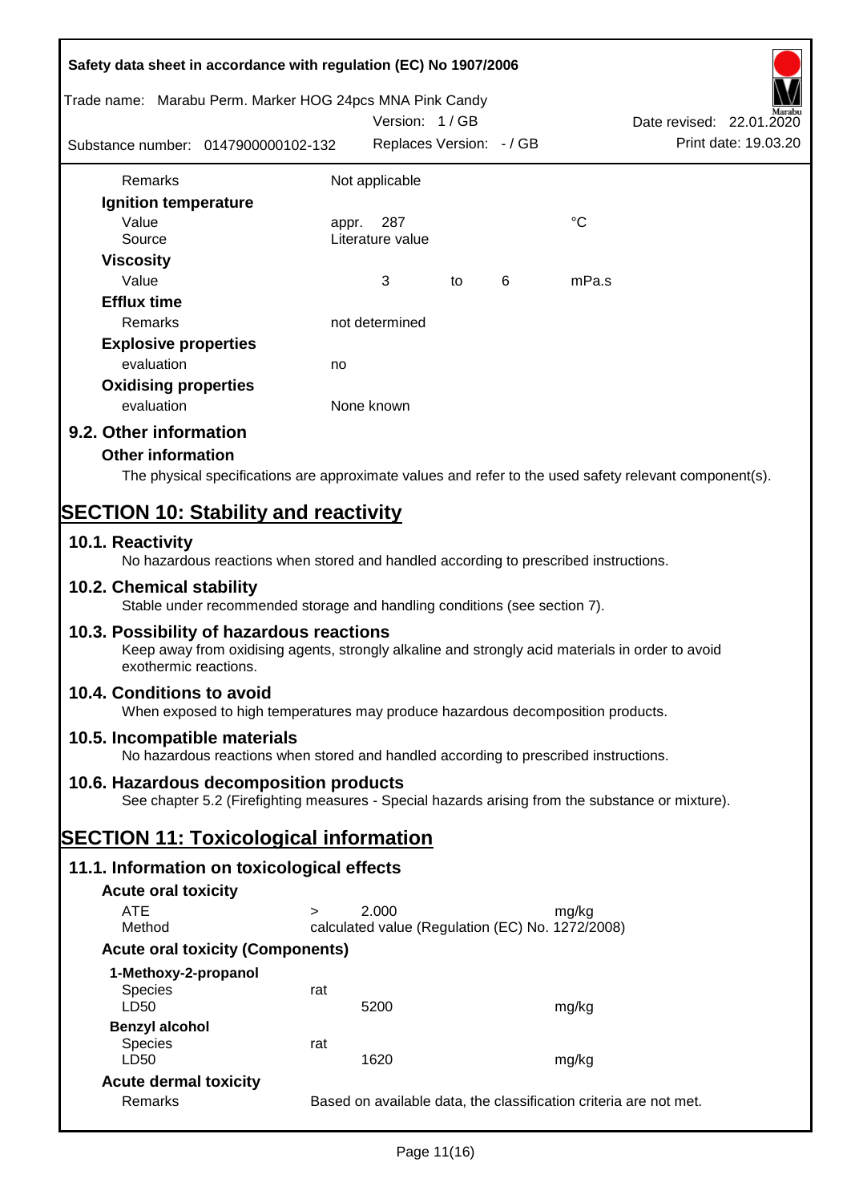| | | | | |
|---|---|---|---|---|
| Remarks | Not applicable | | | |
| **Ignition temperature** | | | | |
| Value | appr. 287 | | | °C |
| Source | Literature value | | | |
| **Viscosity** | | | | |
| Value | 3 | to | 6 | mPa.s |
| **Efflux time** | | | | |
| Remarks | not determined | | | |
| **Explosive properties** | | | | |
| evaluation | no | | | |
| **Oxidising properties** | | | | |
| evaluation | None known | | | |

## 9.2. Other information

### Other information

The physical specifications are approximate values and refer to the used safety relevant component(s).

# SECTION 10: Stability and reactivity

## 10.1. Reactivity

No hazardous reactions when stored and handled according to prescribed instructions.

## 10.2. Chemical stability

Stable under recommended storage and handling conditions (see section 7).

## 10.3. Possibility of hazardous reactions

Keep away from oxidising agents, strongly alkaline and strongly acid materials in order to avoid exothermic reactions.

## 10.4. Conditions to avoid

When exposed to high temperatures may produce hazardous decomposition products.

## 10.5. Incompatible materials

No hazardous reactions when stored and handled according to prescribed instructions.

## 10.6. Hazardous decomposition products

See chapter 5.2 (Firefighting measures - Special hazards arising from the substance or mixture).

# SECTION 11: Toxicological information

## 11.1. Information on toxicological effects

### Acute oral toxicity

| | | | |
|---|---|---|---|
| ATE | > | 2.000 | mg/kg |
| Method | calculated value (Regulation (EC) No. 1272/2008) | | |

### Acute oral toxicity (Components)

| | | | |
|---|---|---|---|
| **1-Methoxy-2-propanol** | | | |
| Species | rat | | |
| LD50 | | 5200 | mg/kg |
| **Benzyl alcohol** | | | |
| Species | rat | | |
| LD50 | | 1620 | mg/kg |

### Acute dermal toxicity

| | |
|---|---|
| Remarks | Based on available data, the classification criteria are not met. |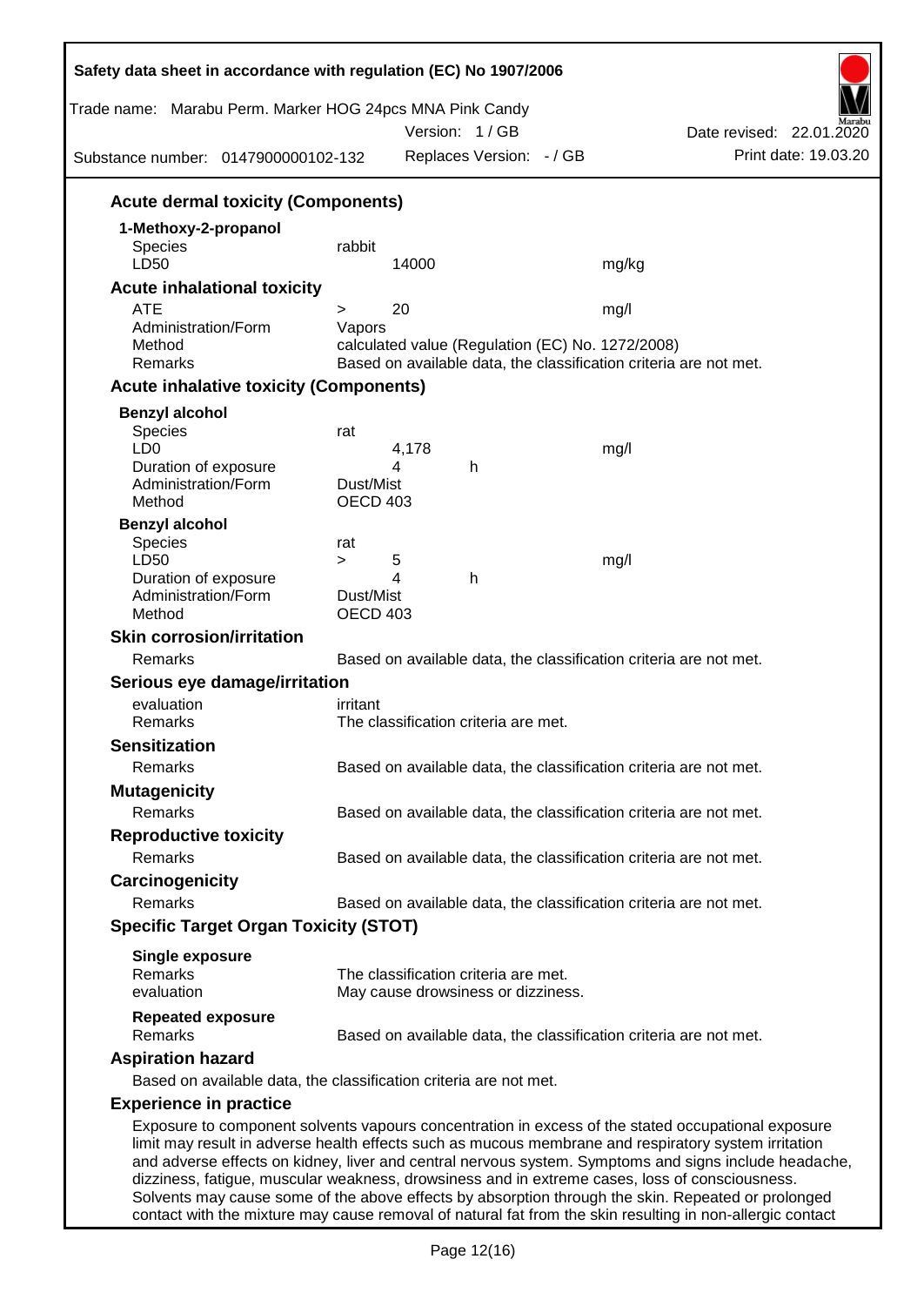### Acute dermal toxicity (Components)

**1-Methoxy-2-propanol**

| | | |
|---|---|---|
| Species | rabbit | |
| LD50 | 14000 | mg/kg |

### Acute inhalational toxicity

| | | |
|---|---|---|
| ATE | > 20 | mg/l |
| Administration/Form | Vapors | |
| Method | calculated value (Regulation (EC) No. 1272/2008) | |
| Remarks | Based on available data, the classification criteria are not met. | |

### Acute inhalative toxicity (Components)

**Benzyl alcohol**

| | | |
|---|---|---|
| Species | rat | |
| LD0 | 4,178 | mg/l |
| Duration of exposure | 4 h | |
| Administration/Form | Dust/Mist | |
| Method | OECD 403 | |

**Benzyl alcohol**

| | | |
|---|---|---|
| Species | rat | |
| LD50 | > 5 | mg/l |
| Duration of exposure | 4 h | |
| Administration/Form | Dust/Mist | |
| Method | OECD 403 | |

### Skin corrosion/irritation

Remarks: Based on available data, the classification criteria are not met.

### Serious eye damage/irritation

evaluation: irritant
Remarks: The classification criteria are met.

### Sensitization

Remarks: Based on available data, the classification criteria are not met.

### Mutagenicity

Remarks: Based on available data, the classification criteria are not met.

### Reproductive toxicity

Remarks: Based on available data, the classification criteria are not met.

### Carcinogenicity

Remarks: Based on available data, the classification criteria are not met.

### Specific Target Organ Toxicity (STOT)

**Single exposure**
Remarks: The classification criteria are met.
evaluation: May cause drowsiness or dizziness.

**Repeated exposure**
Remarks: Based on available data, the classification criteria are not met.

### Aspiration hazard

Based on available data, the classification criteria are not met.

### Experience in practice

Exposure to component solvents vapours concentration in excess of the stated occupational exposure limit may result in adverse health effects such as mucous membrane and respiratory system irritation and adverse effects on kidney, liver and central nervous system. Symptoms and signs include headache, dizziness, fatigue, muscular weakness, drowsiness and in extreme cases, loss of consciousness. Solvents may cause some of the above effects by absorption through the skin. Repeated or prolonged contact with the mixture may cause removal of natural fat from the skin resulting in non-allergic contact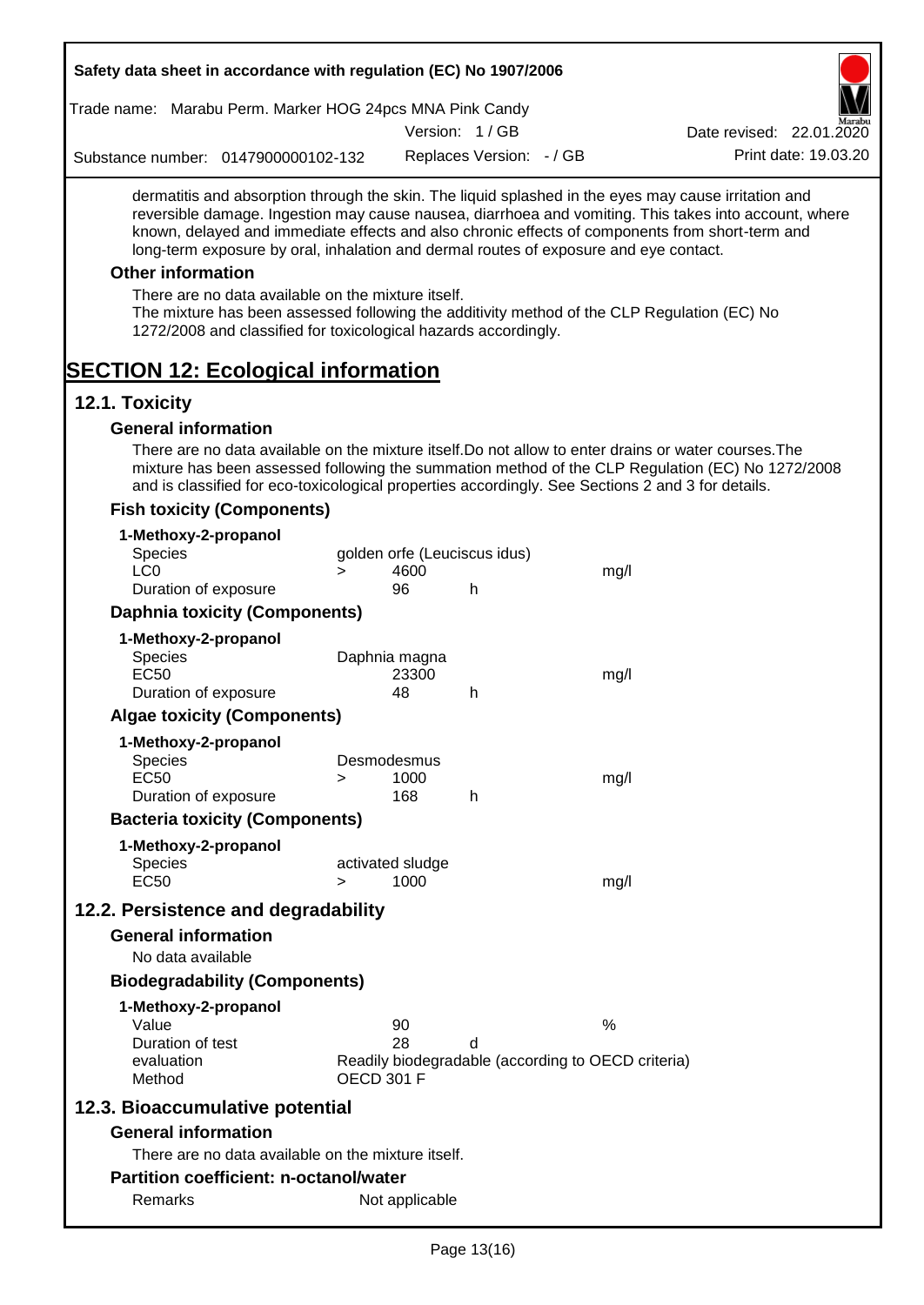dermatitis and absorption through the skin. The liquid splashed in the eyes may cause irritation and reversible damage. Ingestion may cause nausea, diarrhoea and vomiting. This takes into account, where known, delayed and immediate effects and also chronic effects of components from short-term and long-term exposure by oral, inhalation and dermal routes of exposure and eye contact.

### Other information

There are no data available on the mixture itself.
The mixture has been assessed following the additivity method of the CLP Regulation (EC) No 1272/2008 and classified for toxicological hazards accordingly.

# SECTION 12: Ecological information

## 12.1. Toxicity

### General information

There are no data available on the mixture itself.Do not allow to enter drains or water courses.The mixture has been assessed following the summation method of the CLP Regulation (EC) No 1272/2008 and is classified for eco-toxicological properties accordingly. See Sections 2 and 3 for details.

### Fish toxicity (Components)

**1-Methoxy-2-propanol**

| | | | | |
|---|---|---|---|---|
| Species | golden orfe (Leuciscus idus) | | | |
| LC0 | > | 4600 | | mg/l |
| Duration of exposure | | 96 | h | |

### Daphnia toxicity (Components)

**1-Methoxy-2-propanol**

| | | | | |
|---|---|---|---|---|
| Species | Daphnia magna | | | |
| EC50 | | 23300 | | mg/l |
| Duration of exposure | | 48 | h | |

### Algae toxicity (Components)

**1-Methoxy-2-propanol**

| | | | | |
|---|---|---|---|---|
| Species | Desmodesmus | | | |
| EC50 | > | 1000 | | mg/l |
| Duration of exposure | | 168 | h | |

### Bacteria toxicity (Components)

**1-Methoxy-2-propanol**

| | | | | |
|---|---|---|---|---|
| Species | activated sludge | | | |
| EC50 | > | 1000 | | mg/l |

## 12.2. Persistence and degradability

### General information

No data available

### Biodegradability (Components)

**1-Methoxy-2-propanol**

| | | | |
|---|---|---|---|
| Value | 90 | | % |
| Duration of test | 28 | d | |
| evaluation | Readily biodegradable (according to OECD criteria) | | |
| Method | OECD 301 F | | |

## 12.3. Bioaccumulative potential

### General information

There are no data available on the mixture itself.

### Partition coefficient: n-octanol/water

| | |
|---|---|
| Remarks | Not applicable |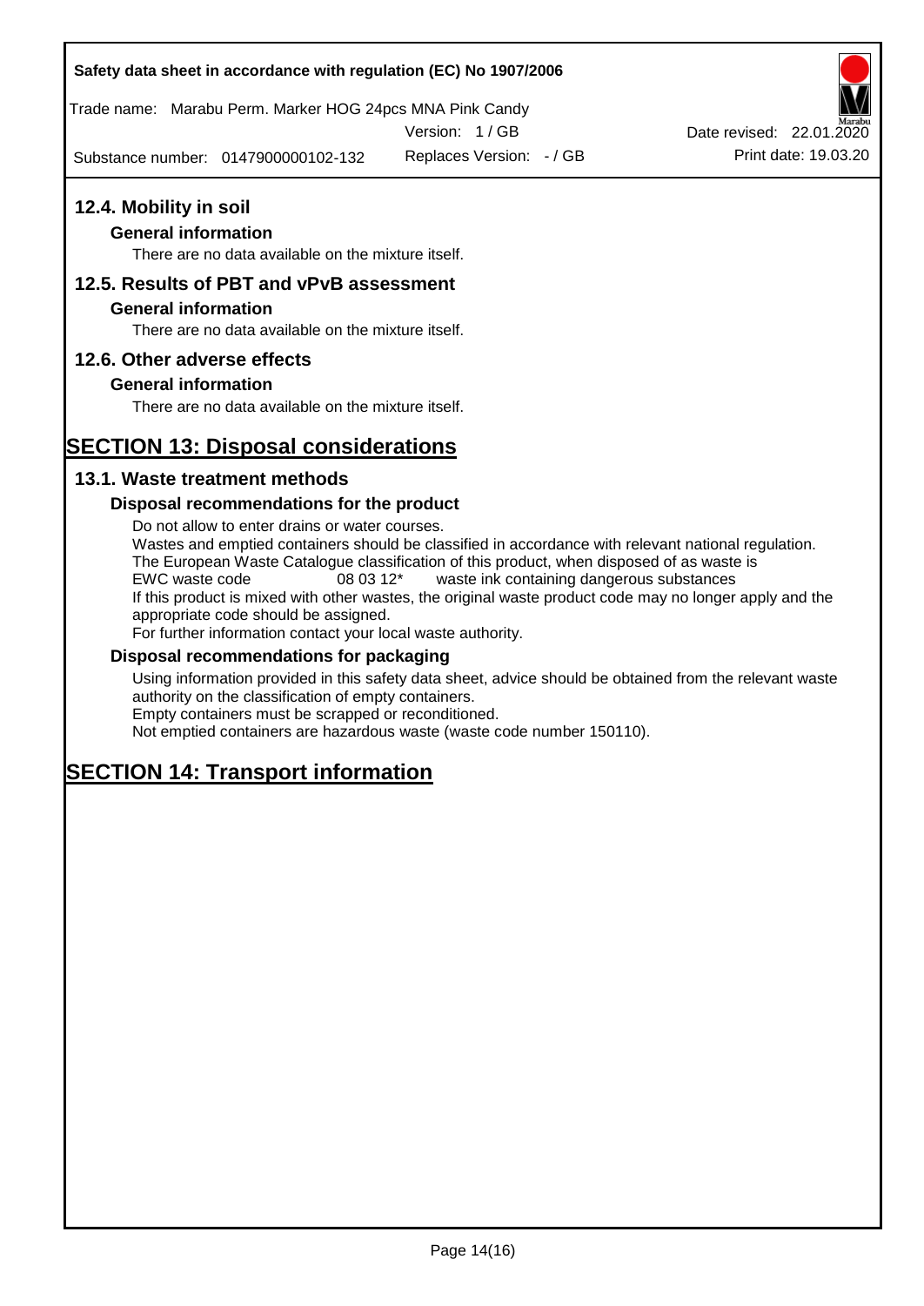## 12.4. Mobility in soil

### General information

There are no data available on the mixture itself.

## 12.5. Results of PBT and vPvB assessment

### General information

There are no data available on the mixture itself.

## 12.6. Other adverse effects

### General information

There are no data available on the mixture itself.

# SECTION 13: Disposal considerations

## 13.1. Waste treatment methods

### Disposal recommendations for the product

Do not allow to enter drains or water courses.
Wastes and emptied containers should be classified in accordance with relevant national regulation.
The European Waste Catalogue classification of this product, when disposed of as waste is
EWC waste code 08 03 12* waste ink containing dangerous substances
If this product is mixed with other wastes, the original waste product code may no longer apply and the appropriate code should be assigned.
For further information contact your local waste authority.

### Disposal recommendations for packaging

Using information provided in this safety data sheet, advice should be obtained from the relevant waste authority on the classification of empty containers.
Empty containers must be scrapped or reconditioned.
Not emptied containers are hazardous waste (waste code number 150110).

# SECTION 14: Transport information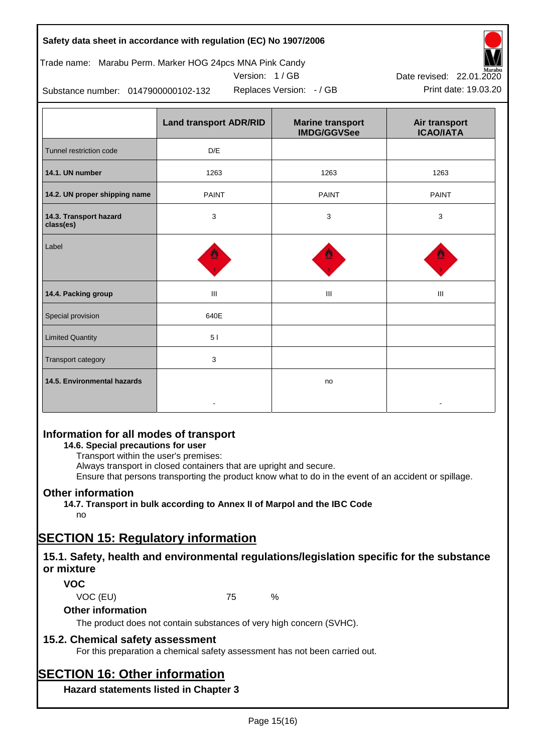| | Land transport ADR/RID | Marine transport IMDG/GGVSee | Air transport ICAO/IATA |
|---|---|---|---|
| Tunnel restriction code | D/E | | |
| **14.1. UN number** | 1263 | 1263 | 1263 |
| **14.2. UN proper shipping name** | PAINT | PAINT | PAINT |
| **14.3. Transport hazard class(es)** | 3 | 3 | 3 |
| Label | | | |
| **14.4. Packing group** | III | III | III |
| Special provision | 640E | | |
| Limited Quantity | 5 l | | |
| Transport category | 3 | | |
| **14.5. Environmental hazards** | - | no | - |

## Information for all modes of transport

### 14.6. Special precautions for user

Transport within the user's premises:
Always transport in closed containers that are upright and secure.
Ensure that persons transporting the product know what to do in the event of an accident or spillage.

## Other information

### 14.7. Transport in bulk according to Annex II of Marpol and the IBC Code

no

# SECTION 15: Regulatory information

## 15.1. Safety, health and environmental regulations/legislation specific for the substance or mixture

### VOC

VOC (EU) 75 %

### Other information

The product does not contain substances of very high concern (SVHC).

## 15.2. Chemical safety assessment

For this preparation a chemical safety assessment has not been carried out.

# SECTION 16: Other information

### Hazard statements listed in Chapter 3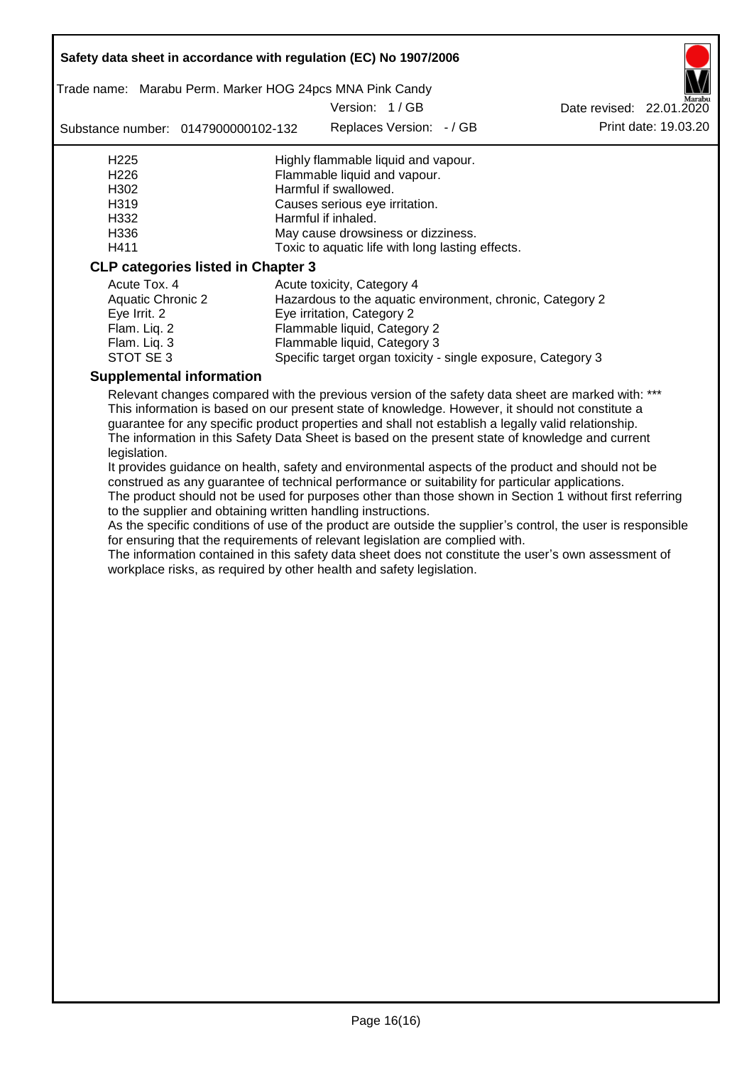| | |
|---|---|
| H225 | Highly flammable liquid and vapour. |
| H226 | Flammable liquid and vapour. |
| H302 | Harmful if swallowed. |
| H319 | Causes serious eye irritation. |
| H332 | Harmful if inhaled. |
| H336 | May cause drowsiness or dizziness. |
| H411 | Toxic to aquatic life with long lasting effects. |

### CLP categories listed in Chapter 3

| | |
|---|---|
| Acute Tox. 4 | Acute toxicity, Category 4 |
| Aquatic Chronic 2 | Hazardous to the aquatic environment, chronic, Category 2 |
| Eye Irrit. 2 | Eye irritation, Category 2 |
| Flam. Liq. 2 | Flammable liquid, Category 2 |
| Flam. Liq. 3 | Flammable liquid, Category 3 |
| STOT SE 3 | Specific target organ toxicity - single exposure, Category 3 |

### Supplemental information

Relevant changes compared with the previous version of the safety data sheet are marked with: ***
This information is based on our present state of knowledge. However, it should not constitute a guarantee for any specific product properties and shall not establish a legally valid relationship.
The information in this Safety Data Sheet is based on the present state of knowledge and current legislation.
It provides guidance on health, safety and environmental aspects of the product and should not be construed as any guarantee of technical performance or suitability for particular applications.
The product should not be used for purposes other than those shown in Section 1 without first referring to the supplier and obtaining written handling instructions.
As the specific conditions of use of the product are outside the supplier's control, the user is responsible for ensuring that the requirements of relevant legislation are complied with.
The information contained in this safety data sheet does not constitute the user's own assessment of workplace risks, as required by other health and safety legislation.